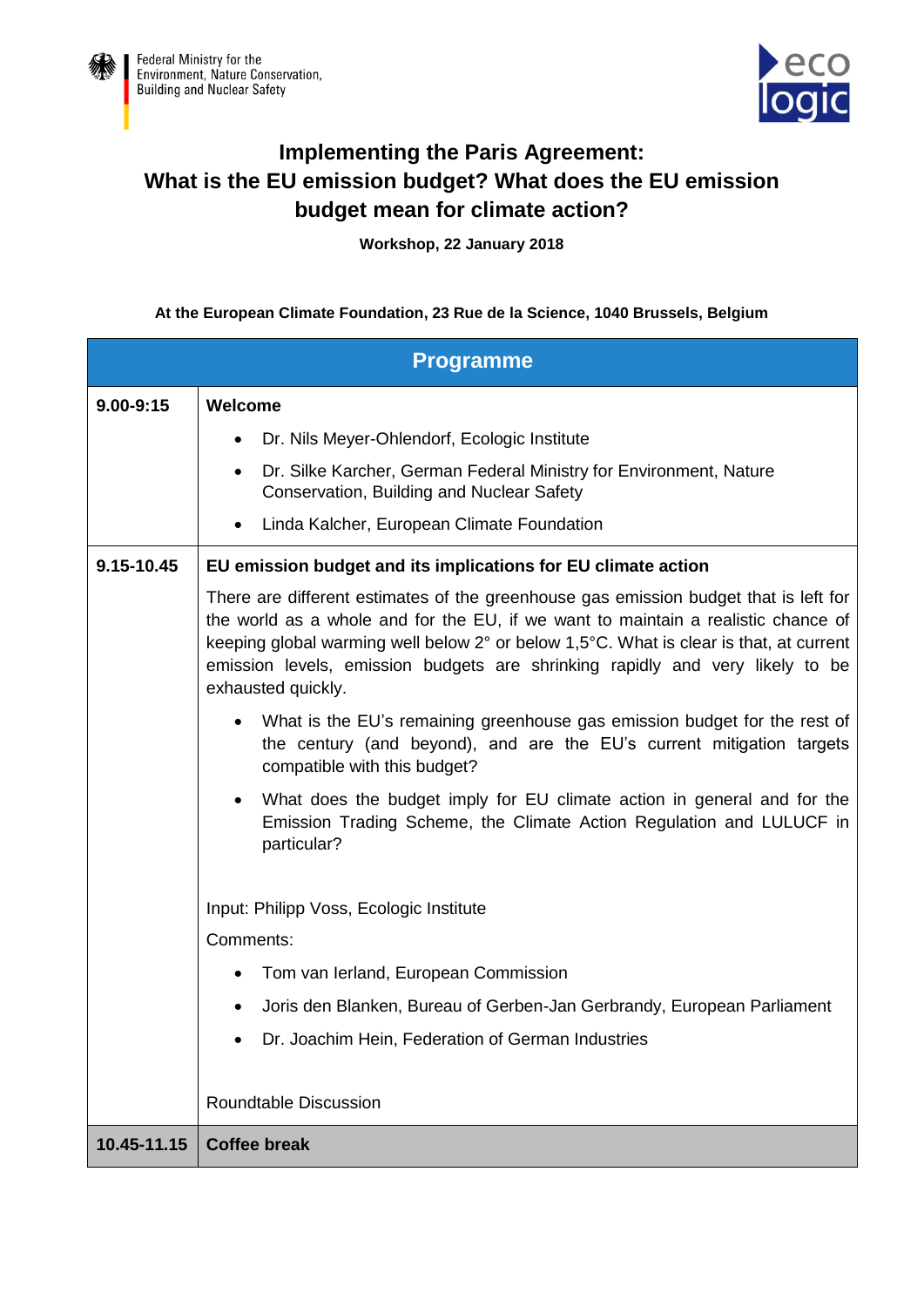Federal Ministry for the Environment, Nature Conservation, Building and Nuclear Safety

eco logic

# Implementing the Paris Agreement: What is the EU emission budget? What does the EU emission budget mean for climate action?

**Workshop, 22 January 2018**

**At the European Climate Foundation, 23 Rue de la Science, 1040 Brussels, Belgium**

| Programme | |
|---|---|
| **9.00-9:15** | **Welcome**<br>• Dr. Nils Meyer-Ohlendorf, Ecologic Institute<br>• Dr. Silke Karcher, German Federal Ministry for Environment, Nature Conservation, Building and Nuclear Safety<br>• Linda Kalcher, European Climate Foundation |
| **9.15-10.45** | **EU emission budget and its implications for EU climate action**<br>There are different estimates of the greenhouse gas emission budget that is left for the world as a whole and for the EU, if we want to maintain a realistic chance of keeping global warming well below 2° or below 1,5°C. What is clear is that, at current emission levels, emission budgets are shrinking rapidly and very likely to be exhausted quickly.<br>• What is the EU's remaining greenhouse gas emission budget for the rest of the century (and beyond), and are the EU's current mitigation targets compatible with this budget?<br>• What does the budget imply for EU climate action in general and for the Emission Trading Scheme, the Climate Action Regulation and LULUCF in particular?<br><br>Input: Philipp Voss, Ecologic Institute<br>Comments:<br>• Tom van Ierland, European Commission<br>• Joris den Blanken, Bureau of Gerben-Jan Gerbrandy, European Parliament<br>• Dr. Joachim Hein, Federation of German Industries<br><br>Roundtable Discussion |
| **10.45-11.15** | **Coffee break** |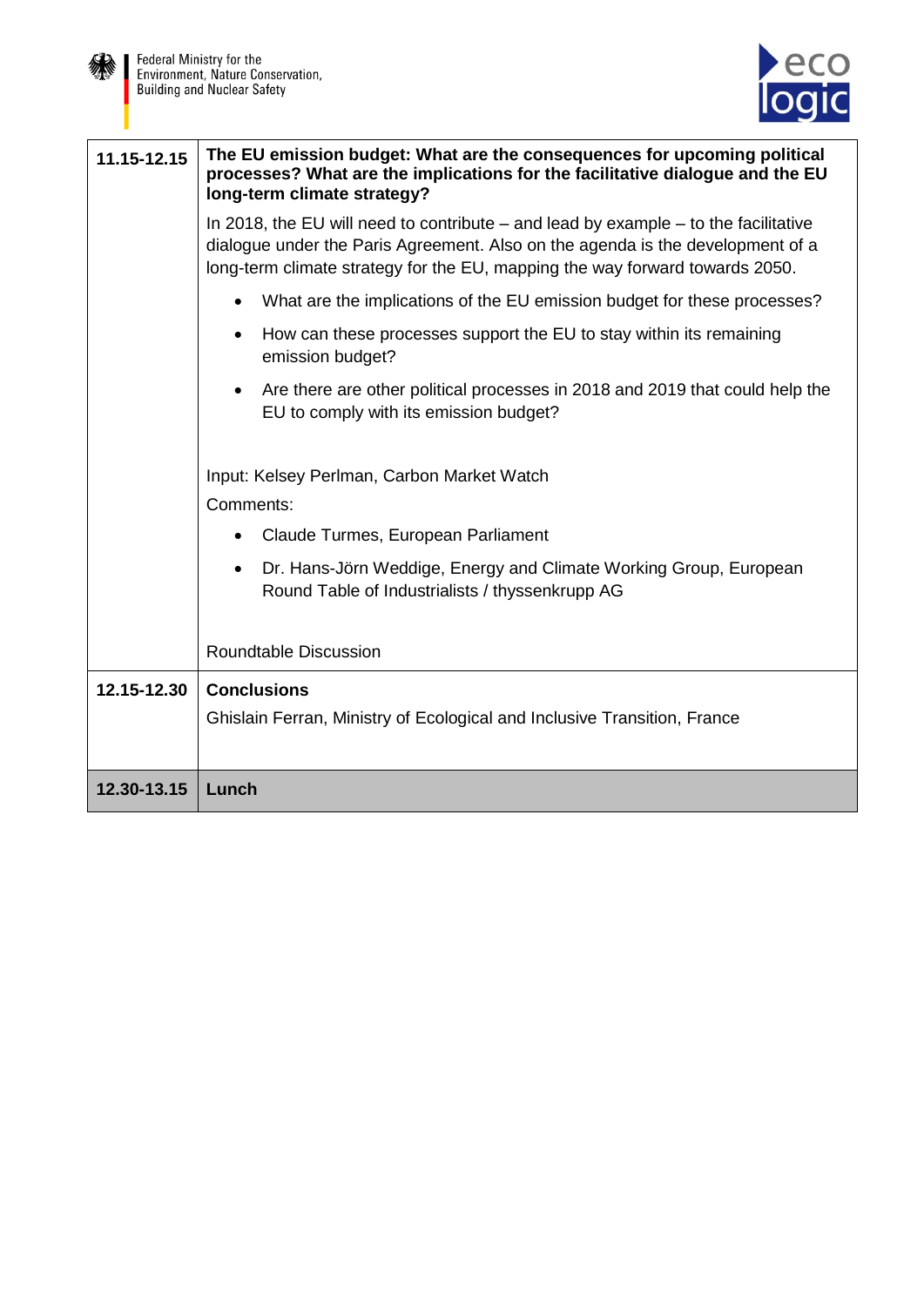| | |
|---|---|
| **11.15-12.15** | **The EU emission budget: What are the consequences for upcoming political processes? What are the implications for the facilitative dialogue and the EU long-term climate strategy?**<br><br>In 2018, the EU will need to contribute – and lead by example – to the facilitative dialogue under the Paris Agreement. Also on the agenda is the development of a long-term climate strategy for the EU, mapping the way forward towards 2050.<br><br>• What are the implications of the EU emission budget for these processes?<br>• How can these processes support the EU to stay within its remaining emission budget?<br>• Are there are other political processes in 2018 and 2019 that could help the EU to comply with its emission budget?<br><br>Input: Kelsey Perlman, Carbon Market Watch<br>Comments:<br>• Claude Turmes, European Parliament<br>• Dr. Hans-Jörn Weddige, Energy and Climate Working Group, European Round Table of Industrialists / thyssenkrupp AG<br><br>Roundtable Discussion |
| **12.15-12.30** | **Conclusions**<br>Ghislain Ferran, Ministry of Ecological and Inclusive Transition, France |
| **12.30-13.15** | **Lunch** |